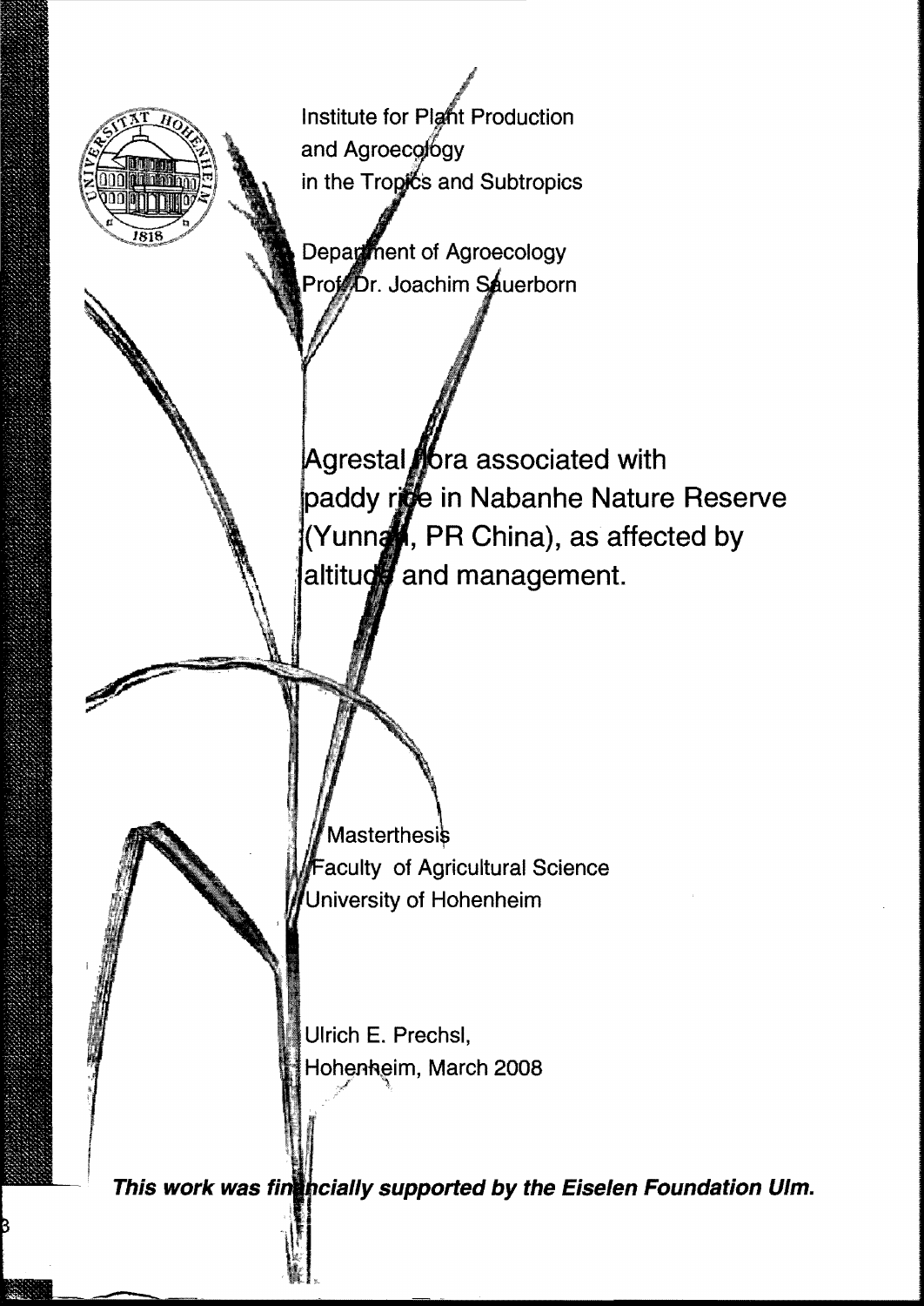Institute for Plant Production
and Agroecology
in the Tropics and Subtropics

Department of Agroecology
Prof. Dr. Joachim Sauerborn

# Agrestal flora associated with paddy rice in Nabanhe Nature Reserve (Yunnan, PR China), as affected by altitude and management.

Masterthesis
Faculty of Agricultural Science
University of Hohenheim

Ulrich E. Prechsl,
Hohenheim, March 2008

***This work was financially supported by the Eiselen Foundation Ulm.***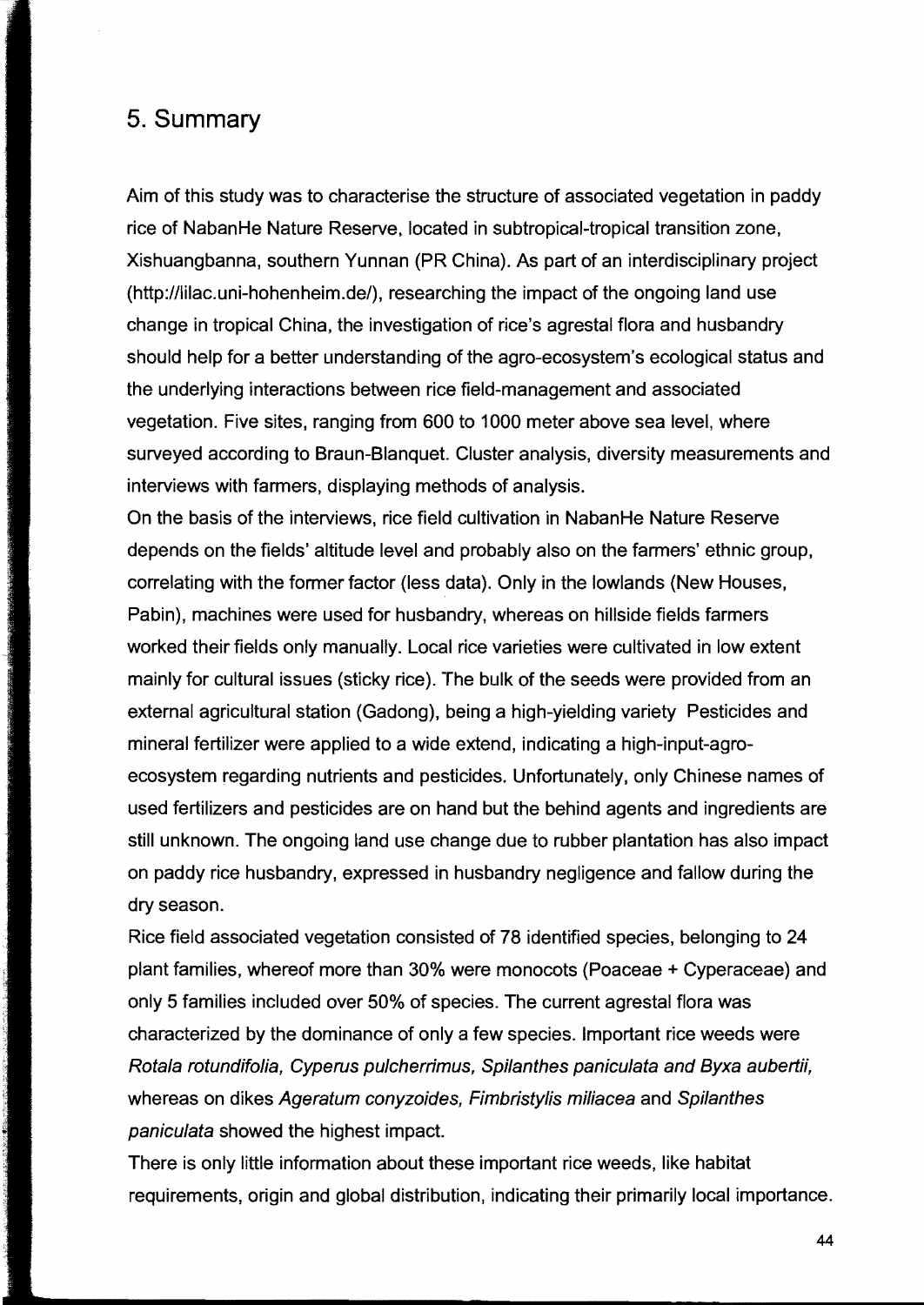## 5. Summary

Aim of this study was to characterise the structure of associated vegetation in paddy rice of NabanHe Nature Reserve, located in subtropical-tropical transition zone, Xishuangbanna, southern Yunnan (PR China). As part of an interdisciplinary project (http://lilac.uni-hohenheim.de/), researching the impact of the ongoing land use change in tropical China, the investigation of rice's agrestal flora and husbandry should help for a better understanding of the agro-ecosystem's ecological status and the underlying interactions between rice field-management and associated vegetation. Five sites, ranging from 600 to 1000 meter above sea level, where surveyed according to Braun-Blanquet. Cluster analysis, diversity measurements and interviews with farmers, displaying methods of analysis.

On the basis of the interviews, rice field cultivation in NabanHe Nature Reserve depends on the fields' altitude level and probably also on the farmers' ethnic group, correlating with the former factor (less data). Only in the lowlands (New Houses, Pabin), machines were used for husbandry, whereas on hillside fields farmers worked their fields only manually. Local rice varieties were cultivated in low extent mainly for cultural issues (sticky rice). The bulk of the seeds were provided from an external agricultural station (Gadong), being a high-yielding variety Pesticides and mineral fertilizer were applied to a wide extend, indicating a high-input-agro-ecosystem regarding nutrients and pesticides. Unfortunately, only Chinese names of used fertilizers and pesticides are on hand but the behind agents and ingredients are still unknown. The ongoing land use change due to rubber plantation has also impact on paddy rice husbandry, expressed in husbandry negligence and fallow during the dry season.

Rice field associated vegetation consisted of 78 identified species, belonging to 24 plant families, whereof more than 30% were monocots (Poaceae + Cyperaceae) and only 5 families included over 50% of species. The current agrestal flora was characterized by the dominance of only a few species. Important rice weeds were *Rotala rotundifolia, Cyperus pulcherrimus, Spilanthes paniculata and Byxa aubertii,* whereas on dikes *Ageratum conyzoides, Fimbristylis miliacea* and *Spilanthes paniculata* showed the highest impact.

There is only little information about these important rice weeds, like habitat requirements, origin and global distribution, indicating their primarily local importance.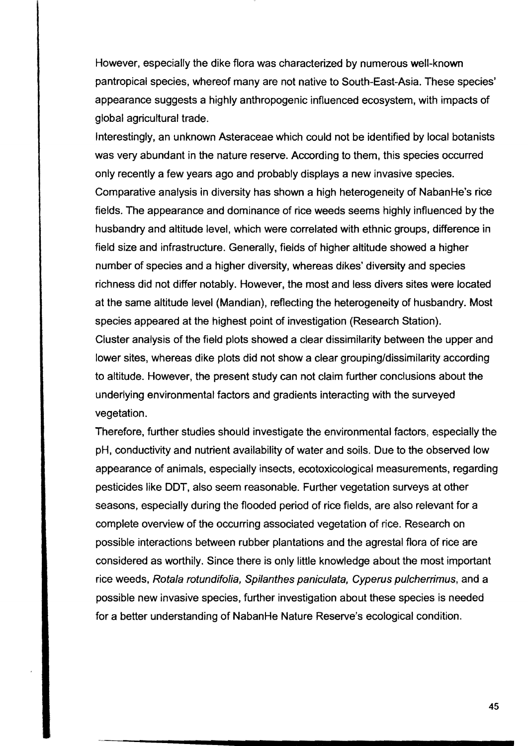However, especially the dike flora was characterized by numerous well-known pantropical species, whereof many are not native to South-East-Asia. These species' appearance suggests a highly anthropogenic influenced ecosystem, with impacts of global agricultural trade.

Interestingly, an unknown Asteraceae which could not be identified by local botanists was very abundant in the nature reserve. According to them, this species occurred only recently a few years ago and probably displays a new invasive species.

Comparative analysis in diversity has shown a high heterogeneity of NabanHe's rice fields. The appearance and dominance of rice weeds seems highly influenced by the husbandry and altitude level, which were correlated with ethnic groups, difference in field size and infrastructure. Generally, fields of higher altitude showed a higher number of species and a higher diversity, whereas dikes' diversity and species richness did not differ notably. However, the most and less divers sites were located at the same altitude level (Mandian), reflecting the heterogeneity of husbandry. Most species appeared at the highest point of investigation (Research Station).

Cluster analysis of the field plots showed a clear dissimilarity between the upper and lower sites, whereas dike plots did not show a clear grouping/dissimilarity according to altitude. However, the present study can not claim further conclusions about the underlying environmental factors and gradients interacting with the surveyed vegetation.

Therefore, further studies should investigate the environmental factors, especially the pH, conductivity and nutrient availability of water and soils. Due to the observed low appearance of animals, especially insects, ecotoxicological measurements, regarding pesticides like DDT, also seem reasonable. Further vegetation surveys at other seasons, especially during the flooded period of rice fields, are also relevant for a complete overview of the occurring associated vegetation of rice. Research on possible interactions between rubber plantations and the agrestal flora of rice are considered as worthily. Since there is only little knowledge about the most important rice weeds, *Rotala rotundifolia, Spilanthes paniculata, Cyperus pulcherrimus*, and a possible new invasive species, further investigation about these species is needed for a better understanding of NabanHe Nature Reserve's ecological condition.